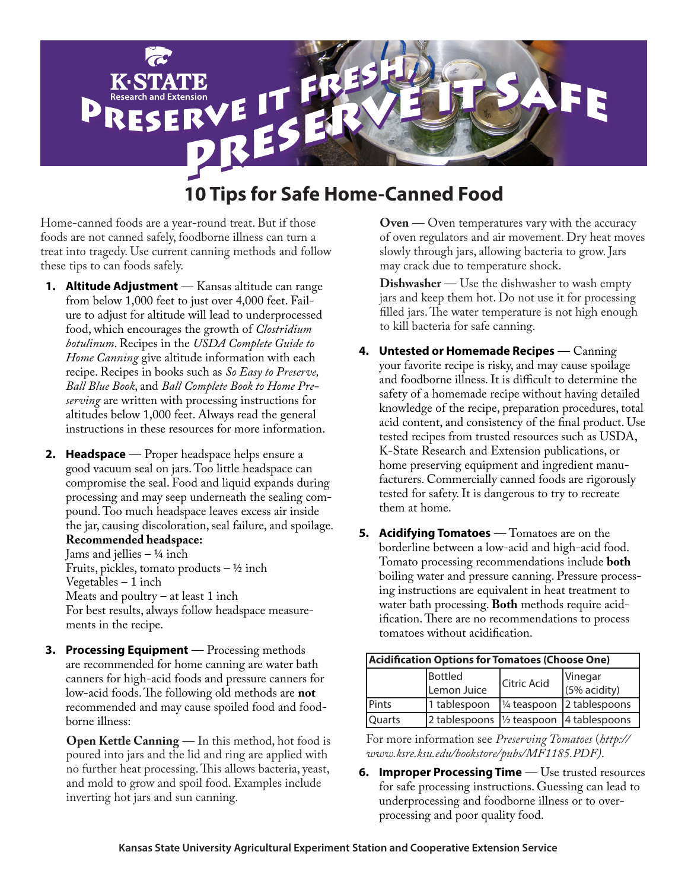K-STATE Research and Extension

# Preserve it Fresh, Preserve it Safe

## 10 Tips for Safe Home-Canned Food

Home-canned foods are a year-round treat. But if those foods are not canned safely, foodborne illness can turn a treat into tragedy. Use current canning methods and follow these tips to can foods safely.

1. **Altitude Adjustment** — Kansas altitude can range from below 1,000 feet to just over 4,000 feet. Failure to adjust for altitude will lead to underprocessed food, which encourages the growth of *Clostridium botulinum*. Recipes in the *USDA Complete Guide to Home Canning* give altitude information with each recipe. Recipes in books such as *So Easy to Preserve, Ball Blue Book*, and *Ball Complete Book to Home Preserving* are written with processing instructions for altitudes below 1,000 feet. Always read the general instructions in these resources for more information.

2. **Headspace** — Proper headspace helps ensure a good vacuum seal on jars. Too little headspace can compromise the seal. Food and liquid expands during processing and may seep underneath the sealing compound. Too much headspace leaves excess air inside the jar, causing discoloration, seal failure, and spoilage.
   **Recommended headspace:**
   Jams and jellies – ¼ inch
   Fruits, pickles, tomato products – ½ inch
   Vegetables – 1 inch
   Meats and poultry – at least 1 inch
   For best results, always follow headspace measurements in the recipe.

3. **Processing Equipment** — Processing methods are recommended for home canning are water bath canners for high-acid foods and pressure canners for low-acid foods. The following old methods are **not** recommended and may cause spoiled food and foodborne illness:

   **Open Kettle Canning** — In this method, hot food is poured into jars and the lid and ring are applied with no further heat processing. This allows bacteria, yeast, and mold to grow and spoil food. Examples include inverting hot jars and sun canning.

   **Oven** — Oven temperatures vary with the accuracy of oven regulators and air movement. Dry heat moves slowly through jars, allowing bacteria to grow. Jars may crack due to temperature shock.

   **Dishwasher** — Use the dishwasher to wash empty jars and keep them hot. Do not use it for processing filled jars. The water temperature is not high enough to kill bacteria for safe canning.

4. **Untested or Homemade Recipes** — Canning your favorite recipe is risky, and may cause spoilage and foodborne illness. It is difficult to determine the safety of a homemade recipe without having detailed knowledge of the recipe, preparation procedures, total acid content, and consistency of the final product. Use tested recipes from trusted resources such as USDA, K-State Research and Extension publications, or home preserving equipment and ingredient manufacturers. Commercially canned foods are rigorously tested for safety. It is dangerous to try to recreate them at home.

5. **Acidifying Tomatoes** — Tomatoes are on the borderline between a low-acid and high-acid food. Tomato processing recommendations include **both** boiling water and pressure canning. Pressure processing instructions are equivalent in heat treatment to water bath processing. **Both** methods require acidification. There are no recommendations to process tomatoes without acidification.

| Acidification Options for Tomatoes (Choose One) | | | |
|---|---|---|---|
| | Bottled Lemon Juice | Citric Acid | Vinegar (5% acidity) |
| Pints | 1 tablespoon | ¼ teaspoon | 2 tablespoons |
| Quarts | 2 tablespoons | ½ teaspoon | 4 tablespoons |

   For more information see *Preserving Tomatoes* (*http://www.ksre.ksu.edu/bookstore/pubs/MF1185.PDF)*.

6. **Improper Processing Time** — Use trusted resources for safe processing instructions. Guessing can lead to underprocessing and foodborne illness or to overprocessing and poor quality food.

Kansas State University Agricultural Experiment Station and Cooperative Extension Service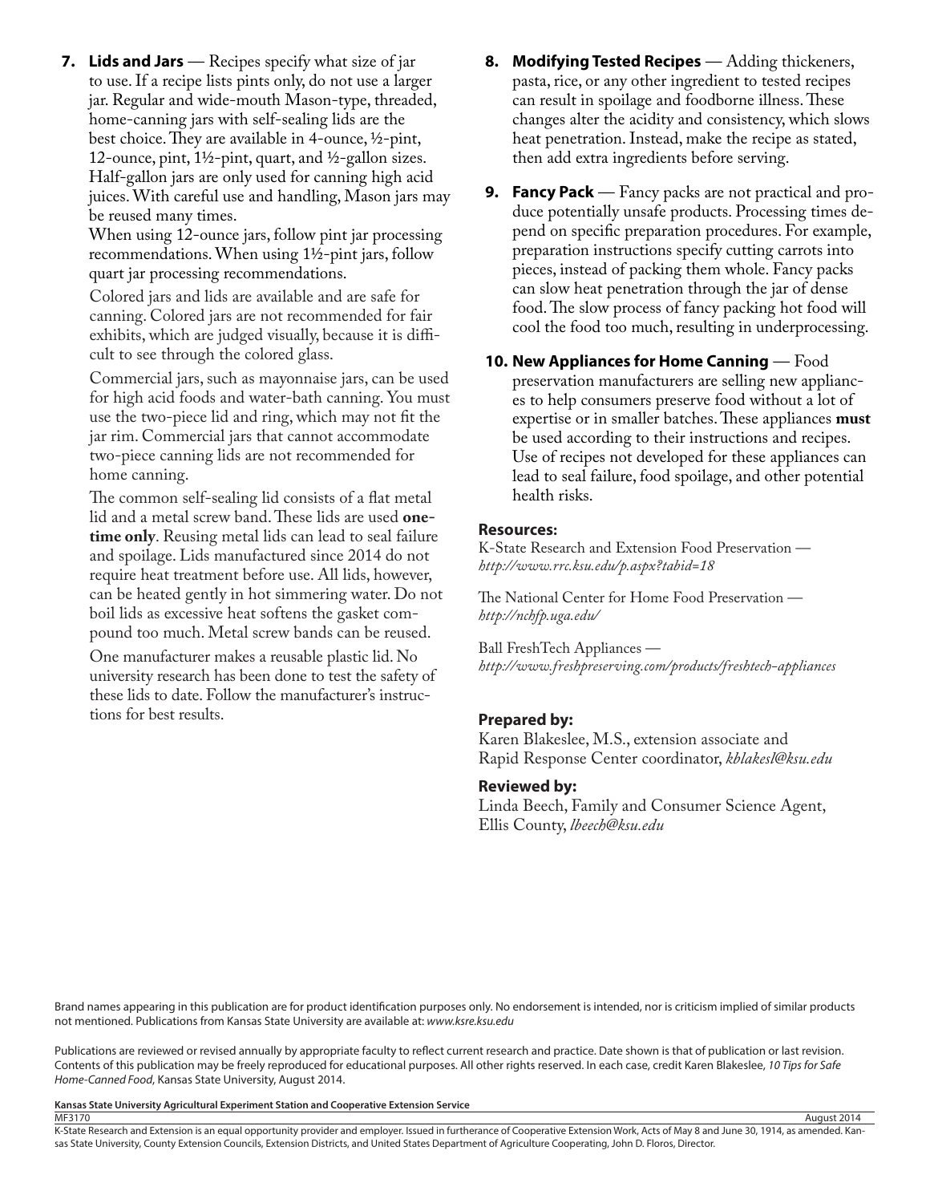7. **Lids and Jars** — Recipes specify what size of jar to use. If a recipe lists pints only, do not use a larger jar. Regular and wide-mouth Mason-type, threaded, home-canning jars with self-sealing lids are the best choice. They are available in 4-ounce, ½-pint, 12-ounce, pint, 1½-pint, quart, and ½-gallon sizes. Half-gallon jars are only used for canning high acid juices. With careful use and handling, Mason jars may be reused many times.

   When using 12-ounce jars, follow pint jar processing recommendations. When using 1½-pint jars, follow quart jar processing recommendations.

   Colored jars and lids are available and are safe for canning. Colored jars are not recommended for fair exhibits, which are judged visually, because it is difficult to see through the colored glass.

   Commercial jars, such as mayonnaise jars, can be used for high acid foods and water-bath canning. You must use the two-piece lid and ring, which may not fit the jar rim. Commercial jars that cannot accommodate two-piece canning lids are not recommended for home canning.

   The common self-sealing lid consists of a flat metal lid and a metal screw band. These lids are used **one-time only**. Reusing metal lids can lead to seal failure and spoilage. Lids manufactured since 2014 do not require heat treatment before use. All lids, however, can be heated gently in hot simmering water. Do not boil lids as excessive heat softens the gasket compound too much. Metal screw bands can be reused.

   One manufacturer makes a reusable plastic lid. No university research has been done to test the safety of these lids to date. Follow the manufacturer's instructions for best results.

8. **Modifying Tested Recipes** — Adding thickeners, pasta, rice, or any other ingredient to tested recipes can result in spoilage and foodborne illness. These changes alter the acidity and consistency, which slows heat penetration. Instead, make the recipe as stated, then add extra ingredients before serving.

9. **Fancy Pack** — Fancy packs are not practical and produce potentially unsafe products. Processing times depend on specific preparation procedures. For example, preparation instructions specify cutting carrots into pieces, instead of packing them whole. Fancy packs can slow heat penetration through the jar of dense food. The slow process of fancy packing hot food will cool the food too much, resulting in underprocessing.

10. **New Appliances for Home Canning** — Food preservation manufacturers are selling new appliances to help consumers preserve food without a lot of expertise or in smaller batches. These appliances **must** be used according to their instructions and recipes. Use of recipes not developed for these appliances can lead to seal failure, food spoilage, and other potential health risks.

**Resources:**

K-State Research and Extension Food Preservation — *http://www.rrc.ksu.edu/p.aspx?tabid=18*

The National Center for Home Food Preservation — *http://nchfp.uga.edu/*

Ball FreshTech Appliances — *http://www.freshpreserving.com/products/freshtech-appliances*

**Prepared by:**

Karen Blakeslee, M.S., extension associate and Rapid Response Center coordinator, *kblakesl@ksu.edu*

**Reviewed by:**

Linda Beech, Family and Consumer Science Agent, Ellis County, *lbeech@ksu.edu*

Brand names appearing in this publication are for product identification purposes only. No endorsement is intended, nor is criticism implied of similar products not mentioned. Publications from Kansas State University are available at: *www.ksre.ksu.edu*

Publications are reviewed or revised annually by appropriate faculty to reflect current research and practice. Date shown is that of publication or last revision. Contents of this publication may be freely reproduced for educational purposes. All other rights reserved. In each case, credit Karen Blakeslee, *10 Tips for Safe Home-Canned Food*, Kansas State University, August 2014.

**Kansas State University Agricultural Experiment Station and Cooperative Extension Service**

MF3170 August 2014

K-State Research and Extension is an equal opportunity provider and employer. Issued in furtherance of Cooperative Extension Work, Acts of May 8 and June 30, 1914, as amended. Kansas State University, County Extension Councils, Extension Districts, and United States Department of Agriculture Cooperating, John D. Floros, Director.